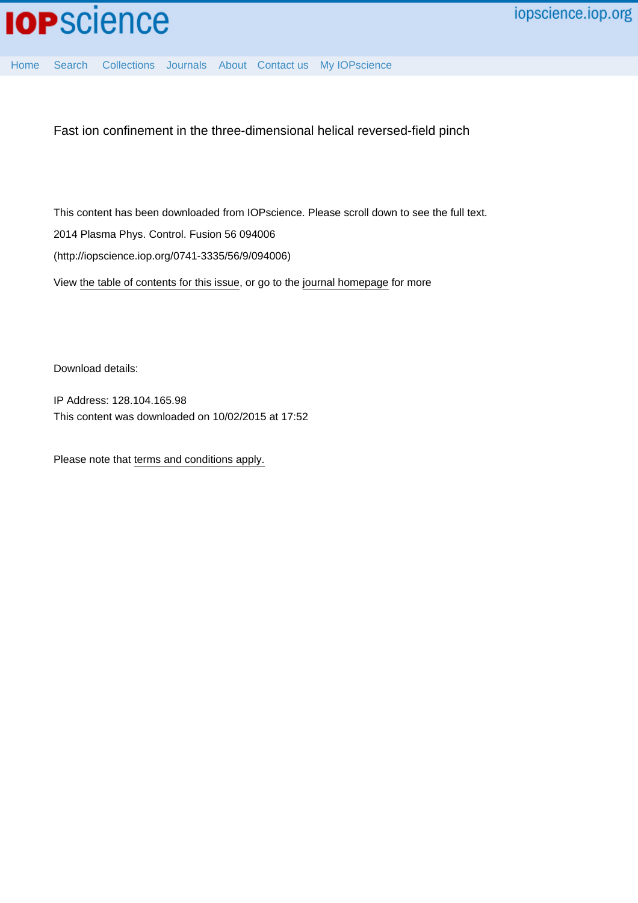IOPscience    iopscience.iop.org

Home    Search    Collections    Journals    About    Contact us    My IOPscience

# Fast ion confinement in the three-dimensional helical reversed-field pinch

This content has been downloaded from IOPscience. Please scroll down to see the full text.

2014 Plasma Phys. Control. Fusion 56 094006

(http://iopscience.iop.org/0741-3335/56/9/094006)

View the table of contents for this issue, or go to the journal homepage for more

Download details:

IP Address: 128.104.165.98

This content was downloaded on 10/02/2015 at 17:52

Please note that terms and conditions apply.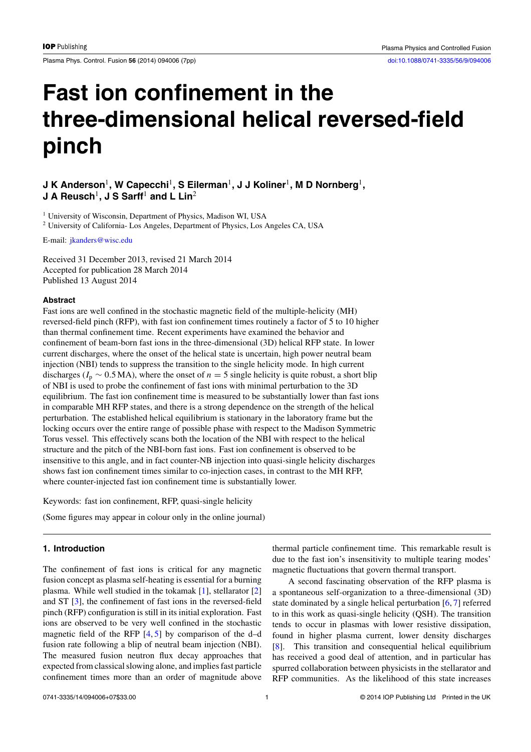# Fast ion confinement in the three-dimensional helical reversed-field pinch

**J K Anderson[1], W Capecchi[1], S Eilerman[1], J J Koliner[1], M D Nornberg[1], J A Reusch[1], J S Sarff[1] and L Lin[2]**

[1] University of Wisconsin, Department of Physics, Madison WI, USA

[2] University of California- Los Angeles, Department of Physics, Los Angeles CA, USA

E-mail: jkanders@wisc.edu

Received 31 December 2013, revised 21 March 2014
Accepted for publication 28 March 2014
Published 13 August 2014

### Abstract

Fast ions are well confined in the stochastic magnetic field of the multiple-helicity (MH) reversed-field pinch (RFP), with fast ion confinement times routinely a factor of 5 to 10 higher than thermal confinement time. Recent experiments have examined the behavior and confinement of beam-born fast ions in the three-dimensional (3D) helical RFP state. In lower current discharges, where the onset of the helical state is uncertain, high power neutral beam injection (NBI) tends to suppress the transition to the single helicity mode. In high current discharges ($I_p \sim 0.5$ MA), where the onset of $n = 5$ single helicity is quite robust, a short blip of NBI is used to probe the confinement of fast ions with minimal perturbation to the 3D equilibrium. The fast ion confinement time is measured to be substantially lower than fast ions in comparable MH RFP states, and there is a strong dependence on the strength of the helical perturbation. The established helical equilibrium is stationary in the laboratory frame but the locking occurs over the entire range of possible phase with respect to the Madison Symmetric Torus vessel. This effectively scans both the location of the NBI with respect to the helical structure and the pitch of the NBI-born fast ions. Fast ion confinement is observed to be insensitive to this angle, and in fact counter-NB injection into quasi-single helicity discharges shows fast ion confinement times similar to co-injection cases, in contrast to the MH RFP, where counter-injected fast ion confinement time is substantially lower.

Keywords: fast ion confinement, RFP, quasi-single helicity

(Some figures may appear in colour only in the online journal)

## 1. Introduction

The confinement of fast ions is critical for any magnetic fusion concept as plasma self-heating is essential for a burning plasma. While well studied in the tokamak [1], stellarator [2] and ST [3], the confinement of fast ions in the reversed-field pinch (RFP) configuration is still in its initial exploration. Fast ions are observed to be very well confined in the stochastic magnetic field of the RFP [4, 5] by comparison of the d–d fusion rate following a blip of neutral beam injection (NBI). The measured fusion neutron flux decay approaches that expected from classical slowing alone, and implies fast particle confinement times more than an order of magnitude above thermal particle confinement time. This remarkable result is due to the fast ion's insensitivity to multiple tearing modes' magnetic fluctuations that govern thermal transport.

A second fascinating observation of the RFP plasma is a spontaneous self-organization to a three-dimensional (3D) state dominated by a single helical perturbation [6, 7] referred to in this work as quasi-single helicity (QSH). The transition tends to occur in plasmas with lower resistive dissipation, found in higher plasma current, lower density discharges [8]. This transition and consequential helical equilibrium has received a good deal of attention, and in particular has spurred collaboration between physicists in the stellarator and RFP communities. As the likelihood of this state increases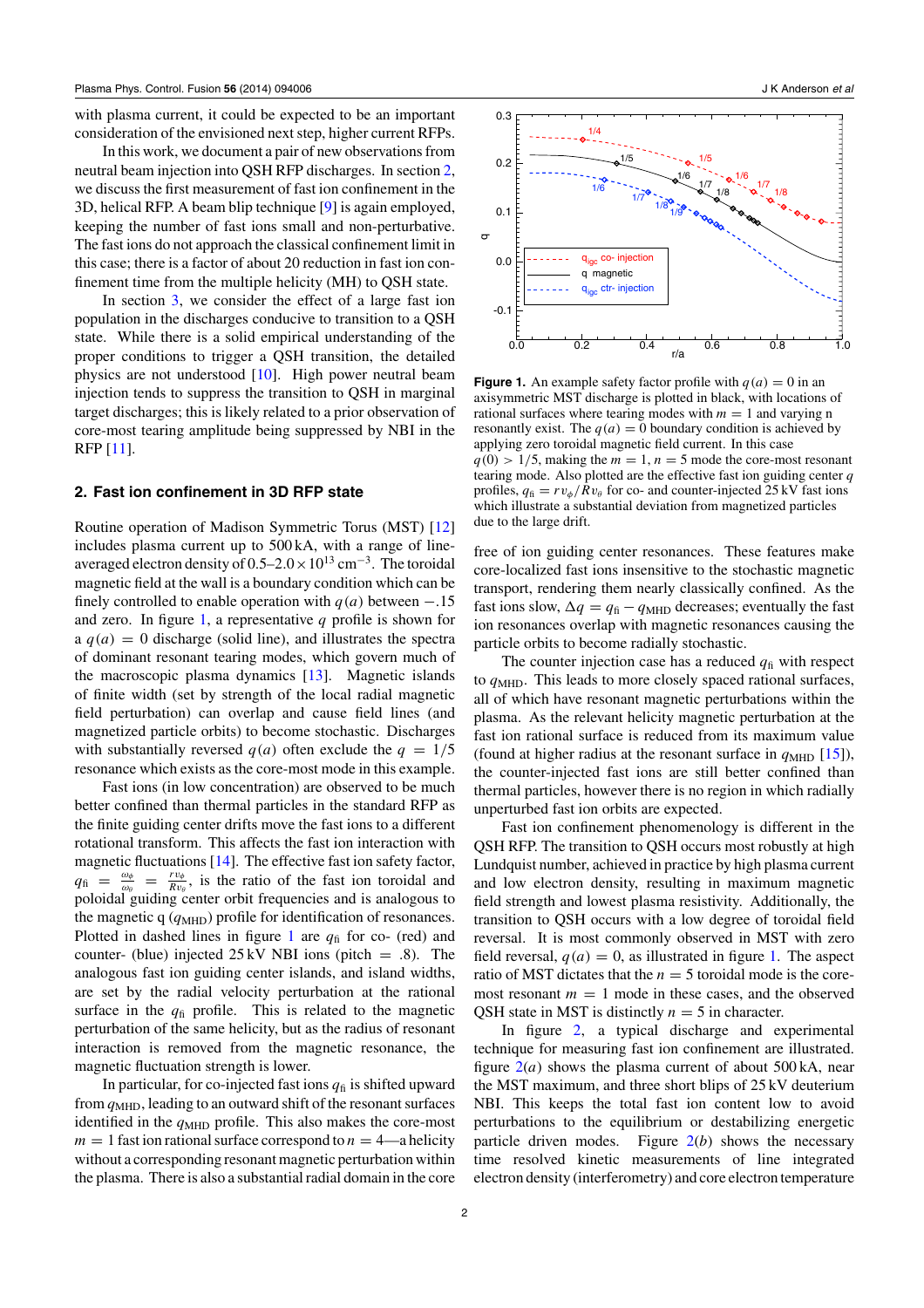with plasma current, it could be expected to be an important consideration of the envisioned next step, higher current RFPs.

In this work, we document a pair of new observations from neutral beam injection into QSH RFP discharges. In section 2, we discuss the first measurement of fast ion confinement in the 3D, helical RFP. A beam blip technique [9] is again employed, keeping the number of fast ions small and non-perturbative. The fast ions do not approach the classical confinement limit in this case; there is a factor of about 20 reduction in fast ion confinement time from the multiple helicity (MH) to QSH state.

In section 3, we consider the effect of a large fast ion population in the discharges conducive to transition to a QSH state. While there is a solid empirical understanding of the proper conditions to trigger a QSH transition, the detailed physics are not understood [10]. High power neutral beam injection tends to suppress the transition to QSH in marginal target discharges; this is likely related to a prior observation of core-most tearing amplitude being suppressed by NBI in the RFP [11].

## 2. Fast ion confinement in 3D RFP state

Routine operation of Madison Symmetric Torus (MST) [12] includes plasma current up to 500 kA, with a range of line-averaged electron density of 0.5–2.0 $\times 10^{13}$ cm$^{-3}$. The toroidal magnetic field at the wall is a boundary condition which can be finely controlled to enable operation with $q(a)$ between $-.15$ and zero. In figure 1, a representative $q$ profile is shown for a $q(a) = 0$ discharge (solid line), and illustrates the spectra of dominant resonant tearing modes, which govern much of the macroscopic plasma dynamics [13]. Magnetic islands of finite width (set by strength of the local radial magnetic field perturbation) can overlap and cause field lines (and magnetized particle orbits) to become stochastic. Discharges with substantially reversed $q(a)$ often exclude the $q = 1/5$ resonance which exists as the core-most mode in this example.

Fast ions (in low concentration) are observed to be much better confined than thermal particles in the standard RFP as the finite guiding center drifts move the fast ions to a different rotational transform. This affects the fast ion interaction with magnetic fluctuations [14]. The effective fast ion safety factor, $q_{\mathrm{fi}} = \frac{\omega_\phi}{\omega_\theta} = \frac{rv_\phi}{Rv_\theta}$, is the ratio of the fast ion toroidal and poloidal guiding center orbit frequencies and is analogous to the magnetic q ($q_{\mathrm{MHD}}$) profile for identification of resonances. Plotted in dashed lines in figure 1 are $q_{\mathrm{fi}}$ for co- (red) and counter- (blue) injected 25 kV NBI ions (pitch = .8). The analogous fast ion guiding center islands, and island widths, are set by the radial velocity perturbation at the rational surface in the $q_{\mathrm{fi}}$ profile. This is related to the magnetic perturbation of the same helicity, but as the radius of resonant interaction is removed from the magnetic resonance, the magnetic fluctuation strength is lower.

In particular, for co-injected fast ions $q_{\mathrm{fi}}$ is shifted upward from $q_{\mathrm{MHD}}$, leading to an outward shift of the resonant surfaces identified in the $q_{\mathrm{MHD}}$ profile. This also makes the core-most $m = 1$ fast ion rational surface correspond to $n = 4$—a helicity without a corresponding resonant magnetic perturbation within the plasma. There is also a substantial radial domain in the core

**Figure 1.** An example safety factor profile with $q(a) = 0$ in an axisymmetric MST discharge is plotted in black, with locations of rational surfaces where tearing modes with $m = 1$ and varying n resonantly exist. The $q(a) = 0$ boundary condition is achieved by applying zero toroidal magnetic field current. In this case $q(0) > 1/5$, making the $m = 1$, $n = 5$ mode the core-most resonant tearing mode. Also plotted are the effective fast ion guiding center $q$ profiles, $q_{\mathrm{fi}} = rv_\phi/Rv_\theta$ for co- and counter-injected 25 kV fast ions which illustrate a substantial deviation from magnetized particles due to the large drift.

free of ion guiding center resonances. These features make core-localized fast ions insensitive to the stochastic magnetic transport, rendering them nearly classically confined. As the fast ions slow, $\Delta q = q_{\mathrm{fi}} - q_{\mathrm{MHD}}$ decreases; eventually the fast ion resonances overlap with magnetic resonances causing the particle orbits to become radially stochastic.

The counter injection case has a reduced $q_{\mathrm{fi}}$ with respect to $q_{\mathrm{MHD}}$. This leads to more closely spaced rational surfaces, all of which have resonant magnetic perturbations within the plasma. As the relevant helicity magnetic perturbation at the fast ion rational surface is reduced from its maximum value (found at higher radius at the resonant surface in $q_{\mathrm{MHD}}$ [15]), the counter-injected fast ions are still better confined than thermal particles, however there is no region in which radially unperturbed fast ion orbits are expected.

Fast ion confinement phenomenology is different in the QSH RFP. The transition to QSH occurs most robustly at high Lundquist number, achieved in practice by high plasma current and low electron density, resulting in maximum magnetic field strength and lowest plasma resistivity. Additionally, the transition to QSH occurs with a low degree of toroidal field reversal. It is most commonly observed in MST with zero field reversal, $q(a) = 0$, as illustrated in figure 1. The aspect ratio of MST dictates that the $n = 5$ toroidal mode is the core-most resonant $m = 1$ mode in these cases, and the observed QSH state in MST is distinctly $n = 5$ in character.

In figure 2, a typical discharge and experimental technique for measuring fast ion confinement are illustrated. figure 2(*a*) shows the plasma current of about 500 kA, near the MST maximum, and three short blips of 25 kV deuterium NBI. This keeps the total fast ion content low to avoid perturbations to the equilibrium or destabilizing energetic particle driven modes. Figure 2(*b*) shows the necessary time resolved kinetic measurements of line integrated electron density (interferometry) and core electron temperature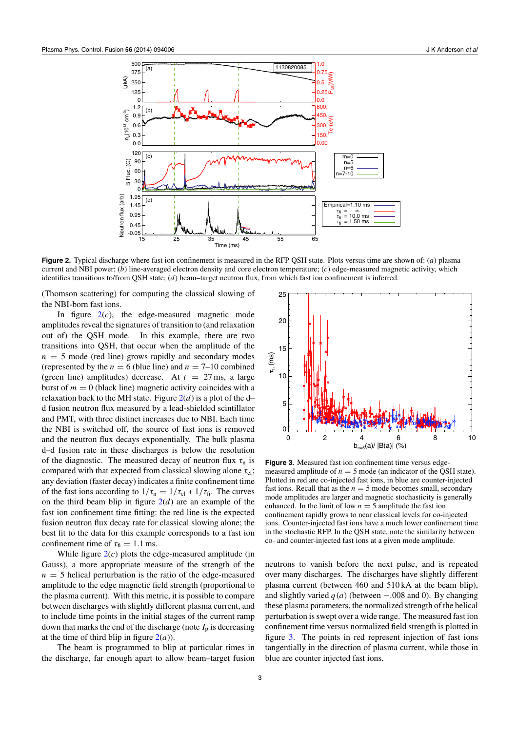**Figure 2.** Typical discharge where fast ion confinement is measured in the RFP QSH state. Plots versus time are shown of: (*a*) plasma current and NBI power; (*b*) line-averaged electron density and core electron temperature; (*c*) edge-measured magnetic activity, which identifies transitions to/from QSH state; (*d*) beam–target neutron flux, from which fast ion confinement is inferred.

(Thomson scattering) for computing the classical slowing of the NBI-born fast ions.

In figure 2(*c*), the edge-measured magnetic mode amplitudes reveal the signatures of transition to (and relaxation out of) the QSH mode. In this example, there are two transitions into QSH, that occur when the amplitude of the $n = 5$ mode (red line) grows rapidly and secondary modes (represented by the $n = 6$ (blue line) and $n = 7$–10 combined (green line) amplitudes) decrease. At $t = 27$ ms, a large burst of $m = 0$ (black line) magnetic activity coincides with a relaxation back to the MH state. Figure 2(*d*) is a plot of the d–d fusion neutron flux measured by a lead-shielded scintillator and PMT, with three distinct increases due to NBI. Each time the NBI is switched off, the source of fast ions is removed and the neutron flux decays exponentially. The bulk plasma d–d fusion rate in these discharges is below the resolution of the diagnostic. The measured decay of neutron flux $\tau_n$ is compared with that expected from classical slowing alone $\tau_{cl}$; any deviation (faster decay) indicates a finite confinement time of the fast ions according to $1/\tau_n = 1/\tau_{cl} + 1/\tau_{fi}$. The curves on the third beam blip in figure 2(*d*) are an example of the fast ion confinement time fitting: the red line is the expected fusion neutron flux decay rate for classical slowing alone; the best fit to the data for this example corresponds to a fast ion confinement time of $\tau_{fi} = 1.1$ ms.

While figure 2(*c*) plots the edge-measured amplitude (in Gauss), a more appropriate measure of the strength of the $n = 5$ helical perturbation is the ratio of the edge-measured amplitude to the edge magnetic field strength (proportional to the plasma current). With this metric, it is possible to compare between discharges with slightly different plasma current, and to include time points in the initial stages of the current ramp down that marks the end of the discharge (note $I_p$ is decreasing at the time of third blip in figure 2(*a*)).

The beam is programmed to blip at particular times in the discharge, far enough apart to allow beam–target fusion neutrons to vanish before the next pulse, and is repeated over many discharges. The discharges have slightly different plasma current (between 460 and 510 kA at the beam blip), and slightly varied $q(a)$ (between $-.008$ and 0). By changing these plasma parameters, the normalized strength of the helical perturbation is swept over a wide range. The measured fast ion confinement time versus normalized field strength is plotted in figure 3. The points in red represent injection of fast ions tangentially in the direction of plasma current, while those in blue are counter injected fast ions.

**Figure 3.** Measured fast ion confinement time versus edge-measured amplitude of $n = 5$ mode (an indicator of the QSH state). Plotted in red are co-injected fast ions, in blue are counter-injected fast ions. Recall that as the $n = 5$ mode becomes small, secondary mode amplitudes are larger and magnetic stochasticity is generally enhanced. In the limit of low $n = 5$ amplitude the fast ion confinement rapidly grows to near classical levels for co-injected ions. Counter-injected fast ions have a much lower confinement time in the stochastic RFP. In the QSH state, note the similarity between co- and counter-injected fast ions at a given mode amplitude.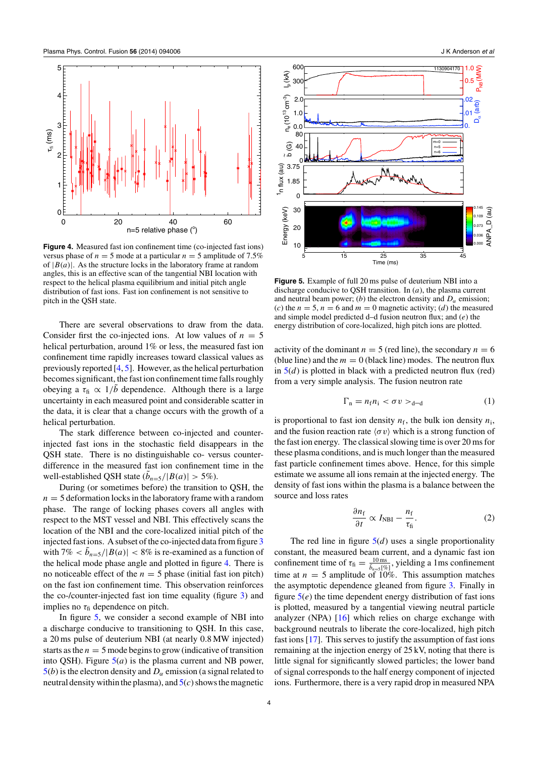**Figure 4.** Measured fast ion confinement time (co-injected fast ions) versus phase of $n = 5$ mode at a particular $n = 5$ amplitude of 7.5% of $|B(a)|$. As the structure locks in the laboratory frame at random angles, this is an effective scan of the tangential NBI location with respect to the helical plasma equilibrium and initial pitch angle distribution of fast ions. Fast ion confinement is not sensitive to pitch in the QSH state.

There are several observations to draw from the data. Consider first the co-injected ions. At low values of $n = 5$ helical perturbation, around 1% or less, the measured fast ion confinement time rapidly increases toward classical values as previously reported [4, 5]. However, as the helical perturbation becomes significant, the fast ion confinement time falls roughly obeying a $\tau_{\rm fi} \propto 1/\tilde{b}$ dependence. Although there is a large uncertainty in each measured point and considerable scatter in the data, it is clear that a change occurs with the growth of a helical perturbation.

The stark difference between co-injected and counter-injected fast ions in the stochastic field disappears in the QSH state. There is no distinguishable co- versus counter-difference in the measured fast ion confinement time in the well-established QSH state ($\tilde{b}_{n=5}/|B(a)| > 5\%$).

During (or sometimes before) the transition to QSH, the $n = 5$ deformation locks in the laboratory frame with a random phase. The range of locking phases covers all angles with respect to the MST vessel and NBI. This effectively scans the location of the NBI and the core-localized initial pitch of the injected fast ions. A subset of the co-injected data from figure 3 with $7\% < \tilde{b}_{n=5}/|B(a)| < 8\%$ is re-examined as a function of the helical mode phase angle and plotted in figure 4. There is no noticeable effect of the $n = 5$ phase (initial fast ion pitch) on the fast ion confinement time. This observation reinforces the co-/counter-injected fast ion time equality (figure 3) and implies no $\tau_{\rm fi}$ dependence on pitch.

In figure 5, we consider a second example of NBI into a discharge conducive to transitioning to QSH. In this case, a 20 ms pulse of deuterium NBI (at nearly 0.8 MW injected) starts as the $n = 5$ mode begins to grow (indicative of transition into QSH). Figure 5(*a*) is the plasma current and NB power, 5(*b*) is the electron density and $D_\alpha$ emission (a signal related to neutral density within the plasma), and 5(*c*) shows the magnetic activity of the dominant $n = 5$ (red line), the secondary $n = 6$ (blue line) and the $m = 0$ (black line) modes. The neutron flux in 5(*d*) is plotted in black with a predicted neutron flux (red) from a very simple analysis. The fusion neutron rate

$$\Gamma_{\rm n} = n_{\rm f} n_{\rm i} < \sigma v >_{\rm d\text{–}d} \tag{1}$$

is proportional to fast ion density $n_{\rm f}$, the bulk ion density $n_{\rm i}$, and the fusion reaction rate $\langle \sigma v \rangle$ which is a strong function of the fast ion energy. The classical slowing time is over 20 ms for these plasma conditions, and is much longer than the measured fast particle confinement times above. Hence, for this simple estimate we assume all ions remain at the injected energy. The density of fast ions within the plasma is a balance between the source and loss rates

$$\frac{\partial n_{\rm f}}{\partial t} \propto I_{\rm NBI} - \frac{n_{\rm f}}{\tau_{\rm fi}}. \tag{2}$$

The red line in figure 5(*d*) uses a single proportionality constant, the measured beam current, and a dynamic fast ion confinement time of $\tau_{\rm fi} = \frac{10\,{\rm ms}}{\tilde{b}_{n=5}[\%]}$, yielding a 1ms confinement time at $n = 5$ amplitude of 10%. This assumption matches the asymptotic dependence gleaned from figure 3. Finally in figure 5(*e*) the time dependent energy distribution of fast ions is plotted, measured by a tangential viewing neutral particle analyzer (NPA) [16] which relies on charge exchange with background neutrals to liberate the core-localized, high pitch fast ions [17]. This serves to justify the assumption of fast ions remaining at the injection energy of 25 kV, noting that there is little signal for significantly slowed particles; the lower band of signal corresponds to the half energy component of injected ions. Furthermore, there is a very rapid drop in measured NPA

**Figure 5.** Example of full 20 ms pulse of deuterium NBI into a discharge conducive to QSH transition. In (*a*), the plasma current and neutral beam power; (*b*) the electron density and $D_\alpha$ emission; (*c*) the $n = 5$, $n = 6$ and $m = 0$ magnetic activity; (*d*) the measured and simple model predicted d–d fusion neutron flux; and (*e*) the energy distribution of core-localized, high pitch ions are plotted.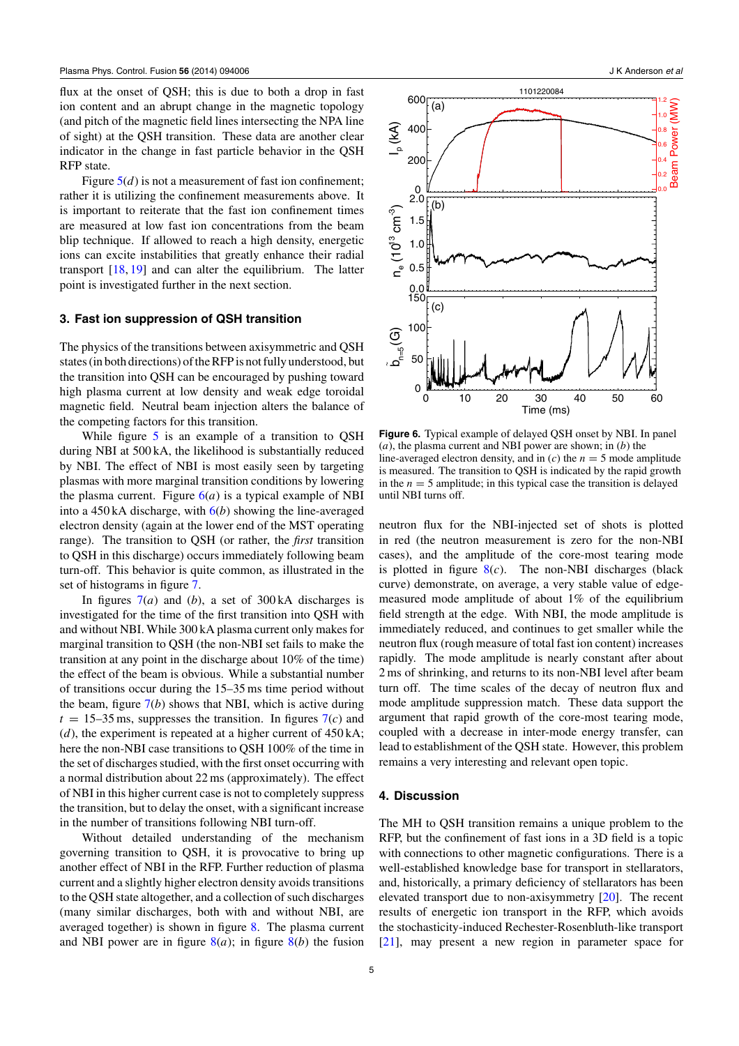flux at the onset of QSH; this is due to both a drop in fast ion content and an abrupt change in the magnetic topology (and pitch of the magnetic field lines intersecting the NPA line of sight) at the QSH transition. These data are another clear indicator in the change in fast particle behavior in the QSH RFP state.

Figure 5(*d*) is not a measurement of fast ion confinement; rather it is utilizing the confinement measurements above. It is important to reiterate that the fast ion confinement times are measured at low fast ion concentrations from the beam blip technique. If allowed to reach a high density, energetic ions can excite instabilities that greatly enhance their radial transport [18, 19] and can alter the equilibrium. The latter point is investigated further in the next section.

## 3. Fast ion suppression of QSH transition

The physics of the transitions between axisymmetric and QSH states (in both directions) of the RFP is not fully understood, but the transition into QSH can be encouraged by pushing toward high plasma current at low density and weak edge toroidal magnetic field. Neutral beam injection alters the balance of the competing factors for this transition.

While figure 5 is an example of a transition to QSH during NBI at 500 kA, the likelihood is substantially reduced by NBI. The effect of NBI is most easily seen by targeting plasmas with more marginal transition conditions by lowering the plasma current. Figure 6(*a*) is a typical example of NBI into a 450 kA discharge, with 6(*b*) showing the line-averaged electron density (again at the lower end of the MST operating range). The transition to QSH (or rather, the *first* transition to QSH in this discharge) occurs immediately following beam turn-off. This behavior is quite common, as illustrated in the set of histograms in figure 7.

In figures 7(*a*) and (*b*), a set of 300 kA discharges is investigated for the time of the first transition into QSH with and without NBI. While 300 kA plasma current only makes for marginal transition to QSH (the non-NBI set fails to make the transition at any point in the discharge about 10% of the time) the effect of the beam is obvious. While a substantial number of transitions occur during the 15–35 ms time period without the beam, figure 7(*b*) shows that NBI, which is active during $t$ = 15–35 ms, suppresses the transition. In figures 7(*c*) and (*d*), the experiment is repeated at a higher current of 450 kA; here the non-NBI case transitions to QSH 100% of the time in the set of discharges studied, with the first onset occurring with a normal distribution about 22 ms (approximately). The effect of NBI in this higher current case is not to completely suppress the transition, but to delay the onset, with a significant increase in the number of transitions following NBI turn-off.

Without detailed understanding of the mechanism governing transition to QSH, it is provocative to bring up another effect of NBI in the RFP. Further reduction of plasma current and a slightly higher electron density avoids transitions to the QSH state altogether, and a collection of such discharges (many similar discharges, both with and without NBI, are averaged together) is shown in figure 8. The plasma current and NBI power are in figure 8(*a*); in figure 8(*b*) the fusion neutron flux for the NBI-injected set of shots is plotted in red (the neutron measurement is zero for the non-NBI cases), and the amplitude of the core-most tearing mode is plotted in figure 8(*c*). The non-NBI discharges (black curve) demonstrate, on average, a very stable value of edge-measured mode amplitude of about 1% of the equilibrium field strength at the edge. With NBI, the mode amplitude is immediately reduced, and continues to get smaller while the neutron flux (rough measure of total fast ion content) increases rapidly. The mode amplitude is nearly constant after about 2 ms of shrinking, and returns to its non-NBI level after beam turn off. The time scales of the decay of neutron flux and mode amplitude suppression match. These data support the argument that rapid growth of the core-most tearing mode, coupled with a decrease in inter-mode energy transfer, can lead to establishment of the QSH state. However, this problem remains a very interesting and relevant open topic.

**Figure 6.** Typical example of delayed QSH onset by NBI. In panel (*a*), the plasma current and NBI power are shown; in (*b*) the line-averaged electron density, and in (*c*) the $n = 5$ mode amplitude is measured. The transition to QSH is indicated by the rapid growth in the $n = 5$ amplitude; in this typical case the transition is delayed until NBI turns off.

## 4. Discussion

The MH to QSH transition remains a unique problem to the RFP, but the confinement of fast ions in a 3D field is a topic with connections to other magnetic configurations. There is a well-established knowledge base for transport in stellarators, and, historically, a primary deficiency of stellarators has been elevated transport due to non-axisymmetry [20]. The recent results of energetic ion transport in the RFP, which avoids the stochasticity-induced Rechester-Rosenbluth-like transport [21], may present a new region in parameter space for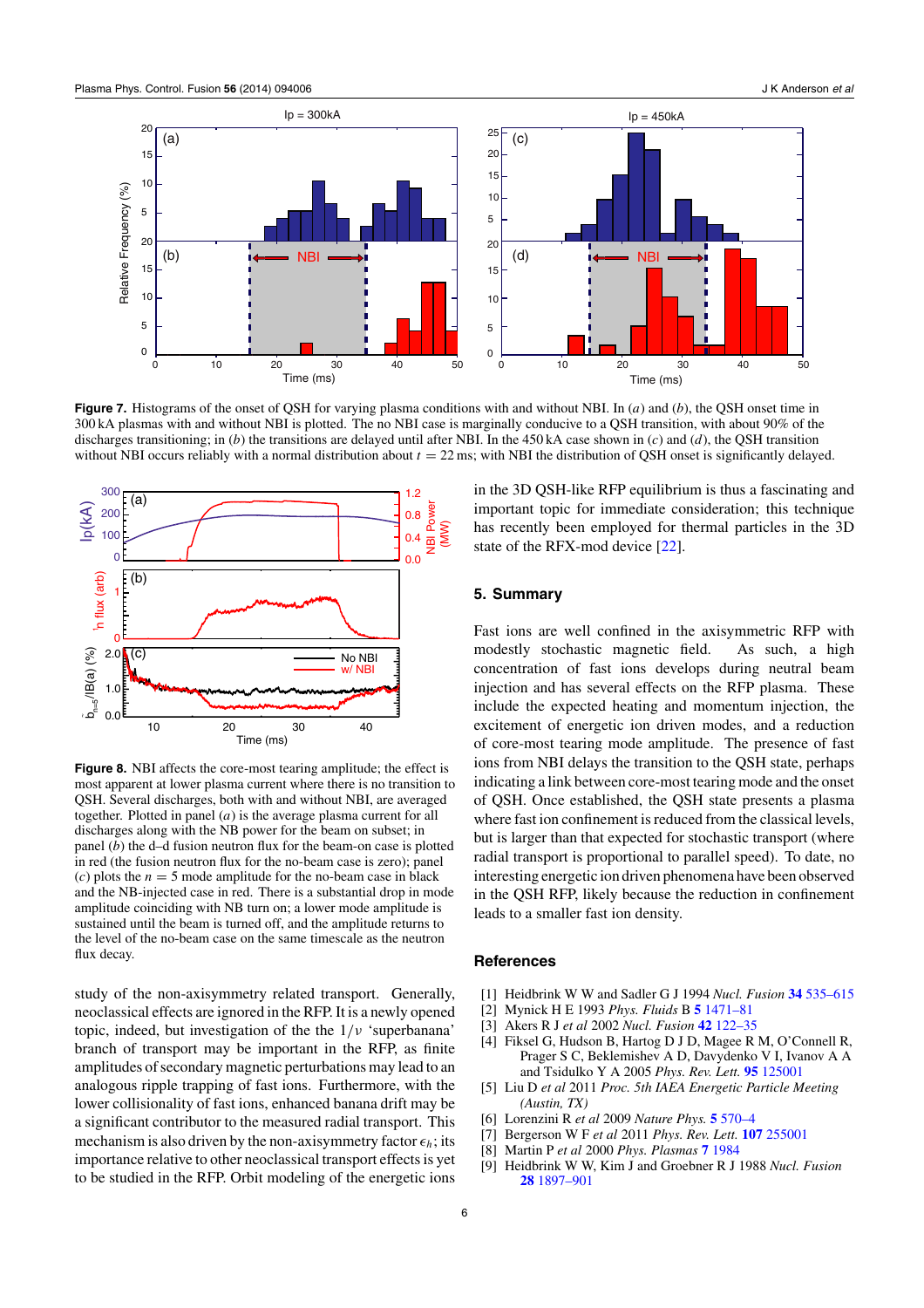**Figure 7.** Histograms of the onset of QSH for varying plasma conditions with and without NBI. In (*a*) and (*b*), the QSH onset time in 300 kA plasmas with and without NBI is plotted. The no NBI case is marginally conducive to a QSH transition, with about 90% of the discharges transitioning; in (*b*) the transitions are delayed until after NBI. In the 450 kA case shown in (*c*) and (*d*), the QSH transition without NBI occurs reliably with a normal distribution about $t = 22$ ms; with NBI the distribution of QSH onset is significantly delayed.

**Figure 8.** NBI affects the core-most tearing amplitude; the effect is most apparent at lower plasma current where there is no transition to QSH. Several discharges, both with and without NBI, are averaged together. Plotted in panel (*a*) is the average plasma current for all discharges along with the NB power for the beam on subset; in panel (*b*) the d–d fusion neutron flux for the beam-on case is plotted in red (the fusion neutron flux for the no-beam case is zero); panel (*c*) plots the $n = 5$ mode amplitude for the no-beam case in black and the NB-injected case in red. There is a substantial drop in mode amplitude coinciding with NB turn on; a lower mode amplitude is sustained until the beam is turned off, and the amplitude returns to the level of the no-beam case on the same timescale as the neutron flux decay.

study of the non-axisymmetry related transport. Generally, neoclassical effects are ignored in the RFP. It is a newly opened topic, indeed, but investigation of the $1/\nu$ 'superbanana' branch of transport may be important in the RFP, as finite amplitudes of secondary magnetic perturbations may lead to an analogous ripple trapping of fast ions. Furthermore, with the lower collisionality of fast ions, enhanced banana drift may be a significant contributor to the measured radial transport. This mechanism is also driven by the non-axisymmetry factor $\epsilon_h$; its importance relative to other neoclassical transport effects is yet to be studied in the RFP. Orbit modeling of the energetic ions in the 3D QSH-like RFP equilibrium is thus a fascinating and important topic for immediate consideration; this technique has recently been employed for thermal particles in the 3D state of the RFX-mod device [22].

## 5. Summary

Fast ions are well confined in the axisymmetric RFP with modestly stochastic magnetic field. As such, a high concentration of fast ions develops during neutral beam injection and has several effects on the RFP plasma. These include the expected heating and momentum injection, the excitement of energetic ion driven modes, and a reduction of core-most tearing mode amplitude. The presence of fast ions from NBI delays the transition to the QSH state, perhaps indicating a link between core-most tearing mode and the onset of QSH. Once established, the QSH state presents a plasma where fast ion confinement is reduced from the classical levels, but is larger than that expected for stochastic transport (where radial transport is proportional to parallel speed). To date, no interesting energetic ion driven phenomena have been observed in the QSH RFP, likely because the reduction in confinement leads to a smaller fast ion density.

## References

[1] Heidbrink W W and Sadler G J 1994 *Nucl. Fusion* **34** 535–615

[2] Mynick H E 1993 *Phys. Fluids* B **5** 1471–81

[3] Akers R J *et al* 2002 *Nucl. Fusion* **42** 122–35

[4] Fiksel G, Hudson B, Hartog D J D, Magee R M, O'Connell R, Prager S C, Beklemishev A D, Davydenko V I, Ivanov A A and Tsidulko Y A 2005 *Phys. Rev. Lett.* **95** 125001

[5] Liu D *et al* 2011 *Proc. 5th IAEA Energetic Particle Meeting (Austin, TX)*

[6] Lorenzini R *et al* 2009 *Nature Phys.* **5** 570–4

[7] Bergerson W F *et al* 2011 *Phys. Rev. Lett.* **107** 255001

[8] Martin P *et al* 2000 *Phys. Plasmas* **7** 1984

[9] Heidbrink W W, Kim J and Groebner R J 1988 *Nucl. Fusion* **28** 1897–901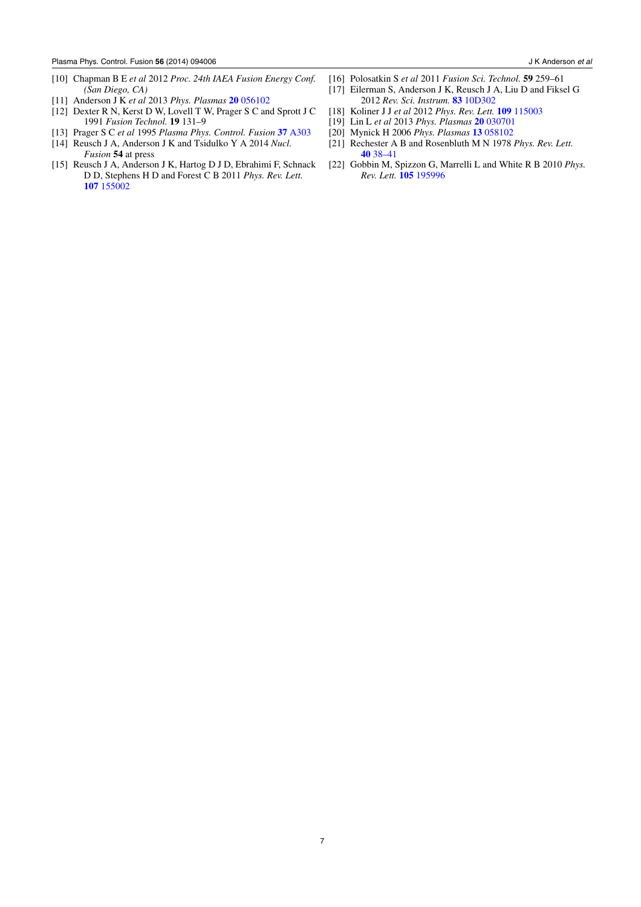[10] Chapman B E *et al* 2012 *Proc. 24th IAEA Fusion Energy Conf. (San Diego, CA)*

[11] Anderson J K *et al* 2013 *Phys. Plasmas* **20** 056102

[12] Dexter R N, Kerst D W, Lovell T W, Prager S C and Sprott J C 1991 *Fusion Technol.* **19** 131–9

[13] Prager S C *et al* 1995 *Plasma Phys. Control. Fusion* **37** A303

[14] Reusch J A, Anderson J K and Tsidulko Y A 2014 *Nucl. Fusion* **54** at press

[15] Reusch J A, Anderson J K, Hartog D J D, Ebrahimi F, Schnack D D, Stephens H D and Forest C B 2011 *Phys. Rev. Lett.* **107** 155002

[16] Polosatkin S *et al* 2011 *Fusion Sci. Technol.* **59** 259–61

[17] Eilerman S, Anderson J K, Reusch J A, Liu D and Fiksel G 2012 *Rev. Sci. Instrum.* **83** 10D302

[18] Koliner J J *et al* 2012 *Phys. Rev. Lett.* **109** 115003

[19] Lin L *et al* 2013 *Phys. Plasmas* **20** 030701

[20] Mynick H 2006 *Phys. Plasmas* **13** 058102

[21] Rechester A B and Rosenbluth M N 1978 *Phys. Rev. Lett.* **40** 38–41

[22] Gobbin M, Spizzon G, Marrelli L and White R B 2010 *Phys. Rev. Lett.* **105** 195996